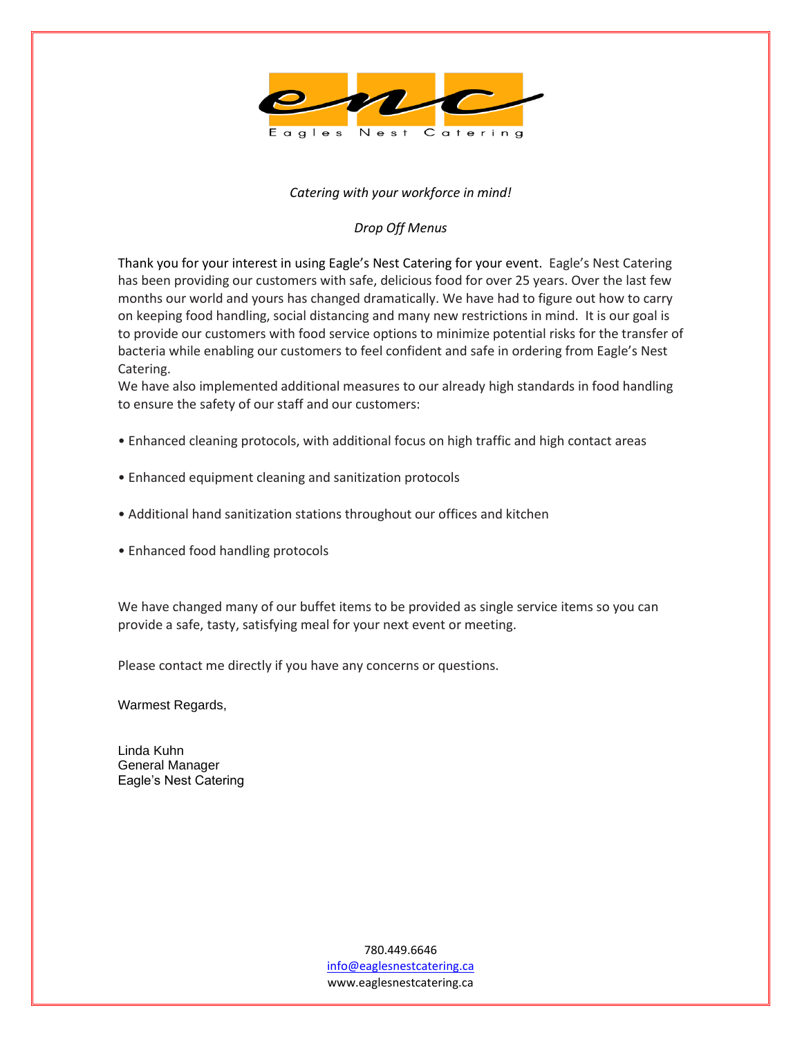Eagles Nest Catering

*Catering with your workforce in mind!*

*Drop Off Menus*

Thank you for your interest in using Eagle's Nest Catering for your event. Eagle's Nest Catering has been providing our customers with safe, delicious food for over 25 years. Over the last few months our world and yours has changed dramatically. We have had to figure out how to carry on keeping food handling, social distancing and many new restrictions in mind. It is our goal is to provide our customers with food service options to minimize potential risks for the transfer of bacteria while enabling our customers to feel confident and safe in ordering from Eagle's Nest Catering.

We have also implemented additional measures to our already high standards in food handling to ensure the safety of our staff and our customers:

- Enhanced cleaning protocols, with additional focus on high traffic and high contact areas
- Enhanced equipment cleaning and sanitization protocols
- Additional hand sanitization stations throughout our offices and kitchen
- Enhanced food handling protocols

We have changed many of our buffet items to be provided as single service items so you can provide a safe, tasty, satisfying meal for your next event or meeting.

Please contact me directly if you have any concerns or questions.

Warmest Regards,

Linda Kuhn
General Manager
Eagle's Nest Catering

780.449.6646
info@eaglesnestcatering.ca
www.eaglesnestcatering.ca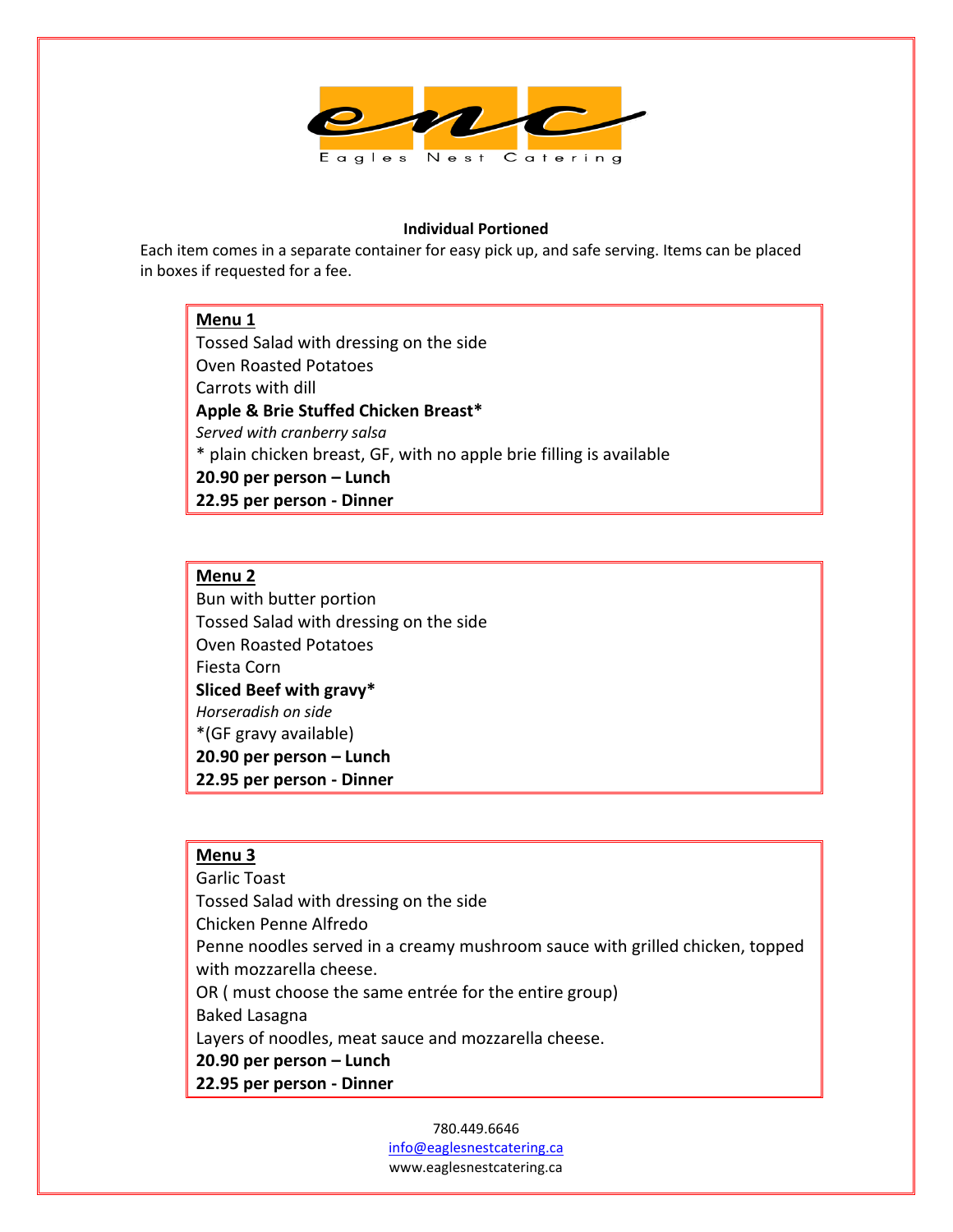enc

Eagles Nest Catering

**Individual Portioned**

Each item comes in a separate container for easy pick up, and safe serving. Items can be placed in boxes if requested for a fee.

**Menu 1**

Tossed Salad with dressing on the side
Oven Roasted Potatoes
Carrots with dill
**Apple & Brie Stuffed Chicken Breast***
*Served with cranberry salsa*
* plain chicken breast, GF, with no apple brie filling is available
**20.90 per person – Lunch**
**22.95 per person - Dinner**

**Menu 2**

Bun with butter portion
Tossed Salad with dressing on the side
Oven Roasted Potatoes
Fiesta Corn
**Sliced Beef with gravy***
*Horseradish on side*
*(GF gravy available)
**20.90 per person – Lunch**
**22.95 per person - Dinner**

**Menu 3**

Garlic Toast
Tossed Salad with dressing on the side
Chicken Penne Alfredo
Penne noodles served in a creamy mushroom sauce with grilled chicken, topped with mozzarella cheese.
OR ( must choose the same entrée for the entire group)
Baked Lasagna
Layers of noodles, meat sauce and mozzarella cheese.
**20.90 per person – Lunch**
**22.95 per person - Dinner**

780.449.6646
info@eaglesnestcatering.ca
www.eaglesnestcatering.ca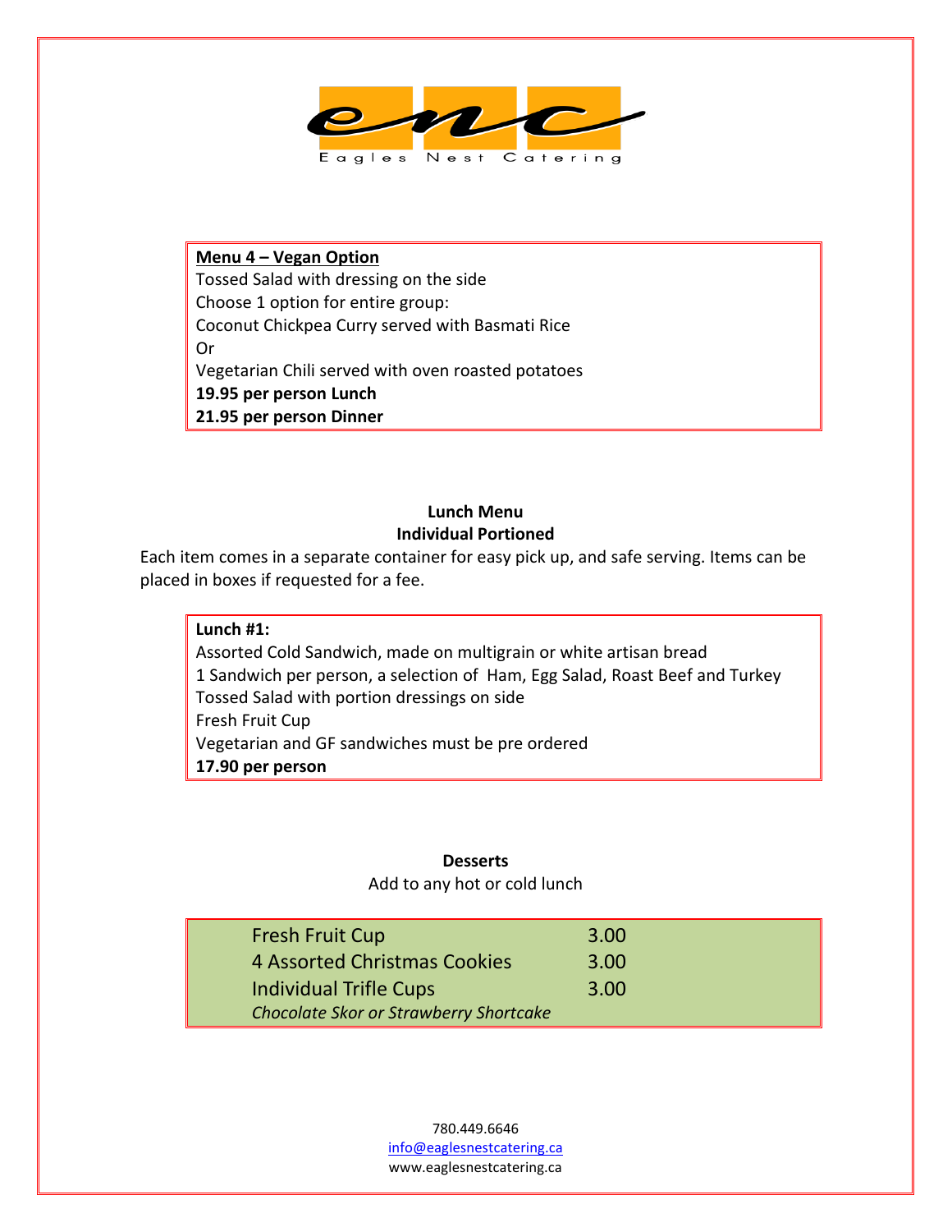**Eagles Nest Catering**

**Menu 4 – Vegan Option**

Tossed Salad with dressing on the side

Choose 1 option for entire group:

Coconut Chickpea Curry served with Basmati Rice

Or

Vegetarian Chili served with oven roasted potatoes

**19.95 per person Lunch**

**21.95 per person Dinner**

## Lunch Menu
### Individual Portioned

Each item comes in a separate container for easy pick up, and safe serving. Items can be placed in boxes if requested for a fee.

**Lunch #1:**

Assorted Cold Sandwich, made on multigrain or white artisan bread

1 Sandwich per person, a selection of Ham, Egg Salad, Roast Beef and Turkey

Tossed Salad with portion dressings on side

Fresh Fruit Cup

Vegetarian and GF sandwiches must be pre ordered

**17.90 per person**

### Desserts

Add to any hot or cold lunch

| | |
|---|---|
| Fresh Fruit Cup | 3.00 |
| 4 Assorted Christmas Cookies | 3.00 |
| Individual Trifle Cups<br>*Chocolate Skor or Strawberry Shortcake* | 3.00 |

780.449.6646

info@eaglesnestcatering.ca

www.eaglesnestcatering.ca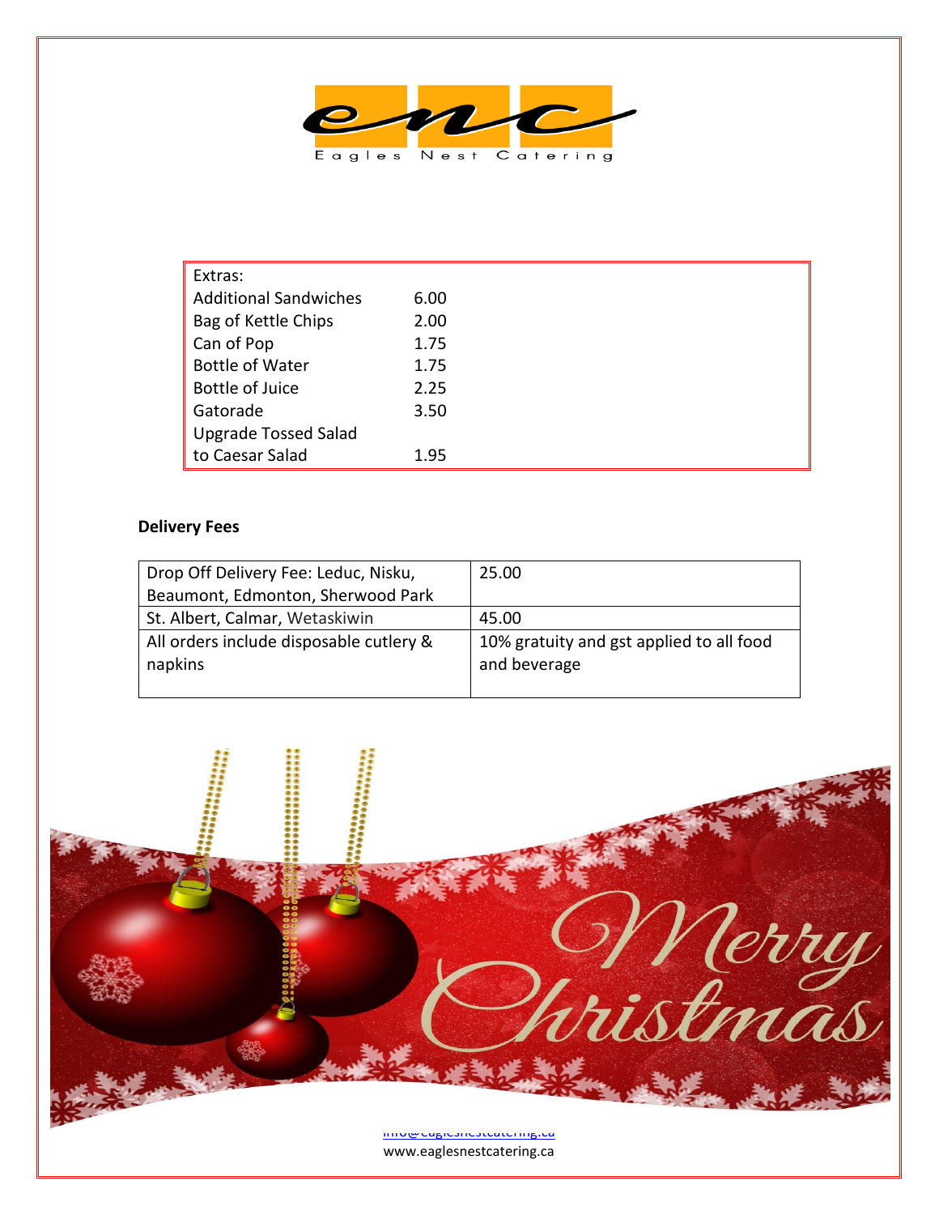Eagles Nest Catering

| | |
|---|---|
| Extras: | |
| Additional Sandwiches | 6.00 |
| Bag of Kettle Chips | 2.00 |
| Can of Pop | 1.75 |
| Bottle of Water | 1.75 |
| Bottle of Juice | 2.25 |
| Gatorade | 3.50 |
| Upgrade Tossed Salad to Caesar Salad | 1.95 |

**Delivery Fees**

| | |
|---|---|
| Drop Off Delivery Fee: Leduc, Nisku, Beaumont, Edmonton, Sherwood Park | 25.00 |
| St. Albert, Calmar, Wetaskiwin | 45.00 |
| All orders include disposable cutlery & napkins | 10% gratuity and gst applied to all food and beverage |

Merry Christmas

info@eaglesnestcatering.ca
www.eaglesnestcatering.ca